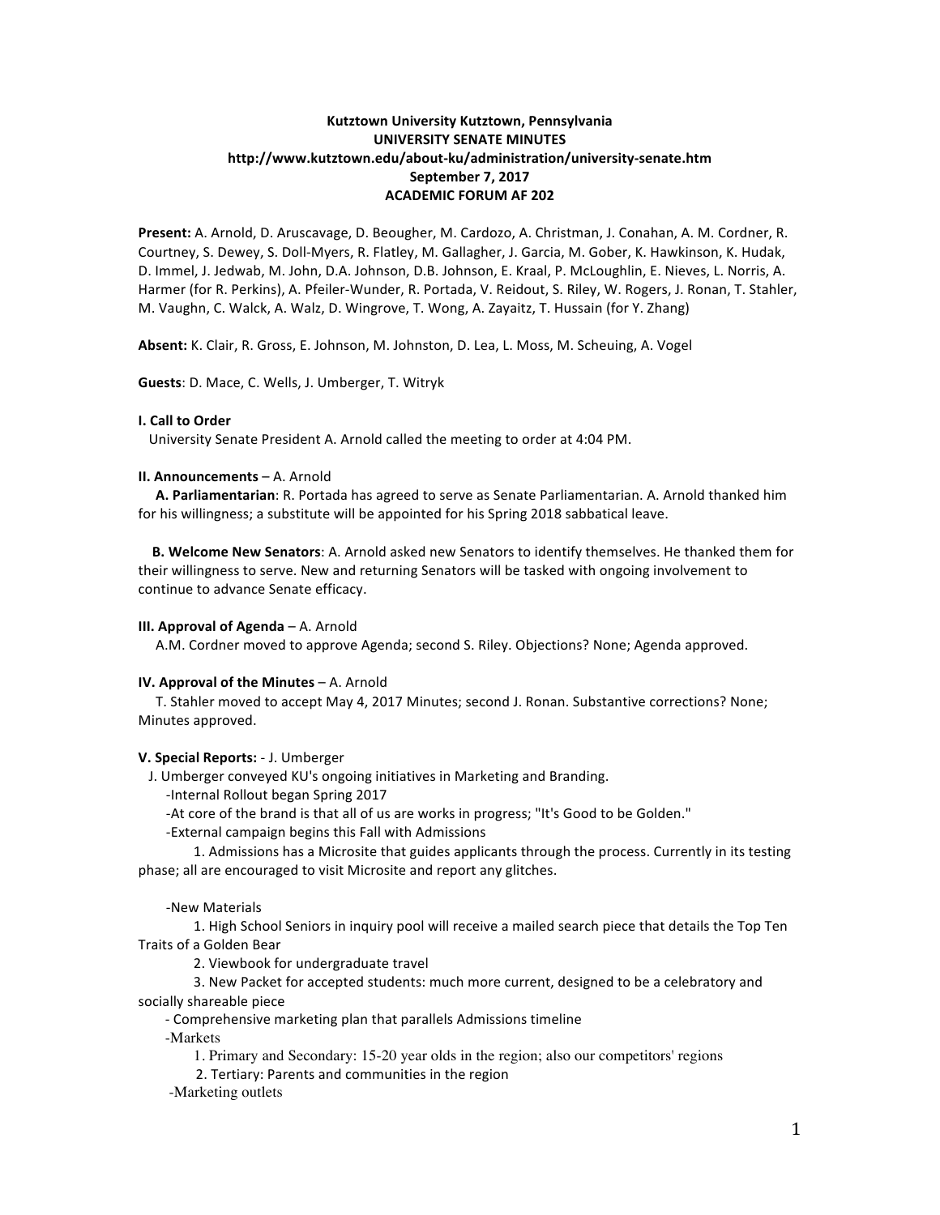**Kutztown University Kutztown, Pennsylvania**
**UNIVERSITY SENATE MINUTES**
**http://www.kutztown.edu/about-ku/administration/university-senate.htm**
**September 7, 2017**
**ACADEMIC FORUM AF 202**

**Present:** A. Arnold, D. Aruscavage, D. Beougher, M. Cardozo, A. Christman, J. Conahan, A. M. Cordner, R. Courtney, S. Dewey, S. Doll-Myers, R. Flatley, M. Gallagher, J. Garcia, M. Gober, K. Hawkinson, K. Hudak, D. Immel, J. Jedwab, M. John, D.A. Johnson, D.B. Johnson, E. Kraal, P. McLoughlin, E. Nieves, L. Norris, A. Harmer (for R. Perkins), A. Pfeiler-Wunder, R. Portada, V. Reidout, S. Riley, W. Rogers, J. Ronan, T. Stahler, M. Vaughn, C. Walck, A. Walz, D. Wingrove, T. Wong, A. Zayaitz, T. Hussain (for Y. Zhang)

**Absent:** K. Clair, R. Gross, E. Johnson, M. Johnston, D. Lea, L. Moss, M. Scheuing, A. Vogel

**Guests**: D. Mace, C. Wells, J. Umberger, T. Witryk

**I. Call to Order**

University Senate President A. Arnold called the meeting to order at 4:04 PM.

**II. Announcements** – A. Arnold

**A. Parliamentarian**: R. Portada has agreed to serve as Senate Parliamentarian. A. Arnold thanked him for his willingness; a substitute will be appointed for his Spring 2018 sabbatical leave.

**B. Welcome New Senators**: A. Arnold asked new Senators to identify themselves. He thanked them for their willingness to serve. New and returning Senators will be tasked with ongoing involvement to continue to advance Senate efficacy.

**III. Approval of Agenda** – A. Arnold

A.M. Cordner moved to approve Agenda; second S. Riley. Objections? None; Agenda approved.

**IV. Approval of the Minutes** – A. Arnold

T. Stahler moved to accept May 4, 2017 Minutes; second J. Ronan. Substantive corrections? None; Minutes approved.

**V. Special Reports:** - J. Umberger

J. Umberger conveyed KU's ongoing initiatives in Marketing and Branding.

-Internal Rollout began Spring 2017

-At core of the brand is that all of us are works in progress; "It's Good to be Golden."

-External campaign begins this Fall with Admissions

1. Admissions has a Microsite that guides applicants through the process. Currently in its testing phase; all are encouraged to visit Microsite and report any glitches.

-New Materials

1. High School Seniors in inquiry pool will receive a mailed search piece that details the Top Ten Traits of a Golden Bear

2. Viewbook for undergraduate travel

3. New Packet for accepted students: much more current, designed to be a celebratory and socially shareable piece

- Comprehensive marketing plan that parallels Admissions timeline

-Markets

1. Primary and Secondary: 15-20 year olds in the region; also our competitors' regions

2. Tertiary: Parents and communities in the region

-Marketing outlets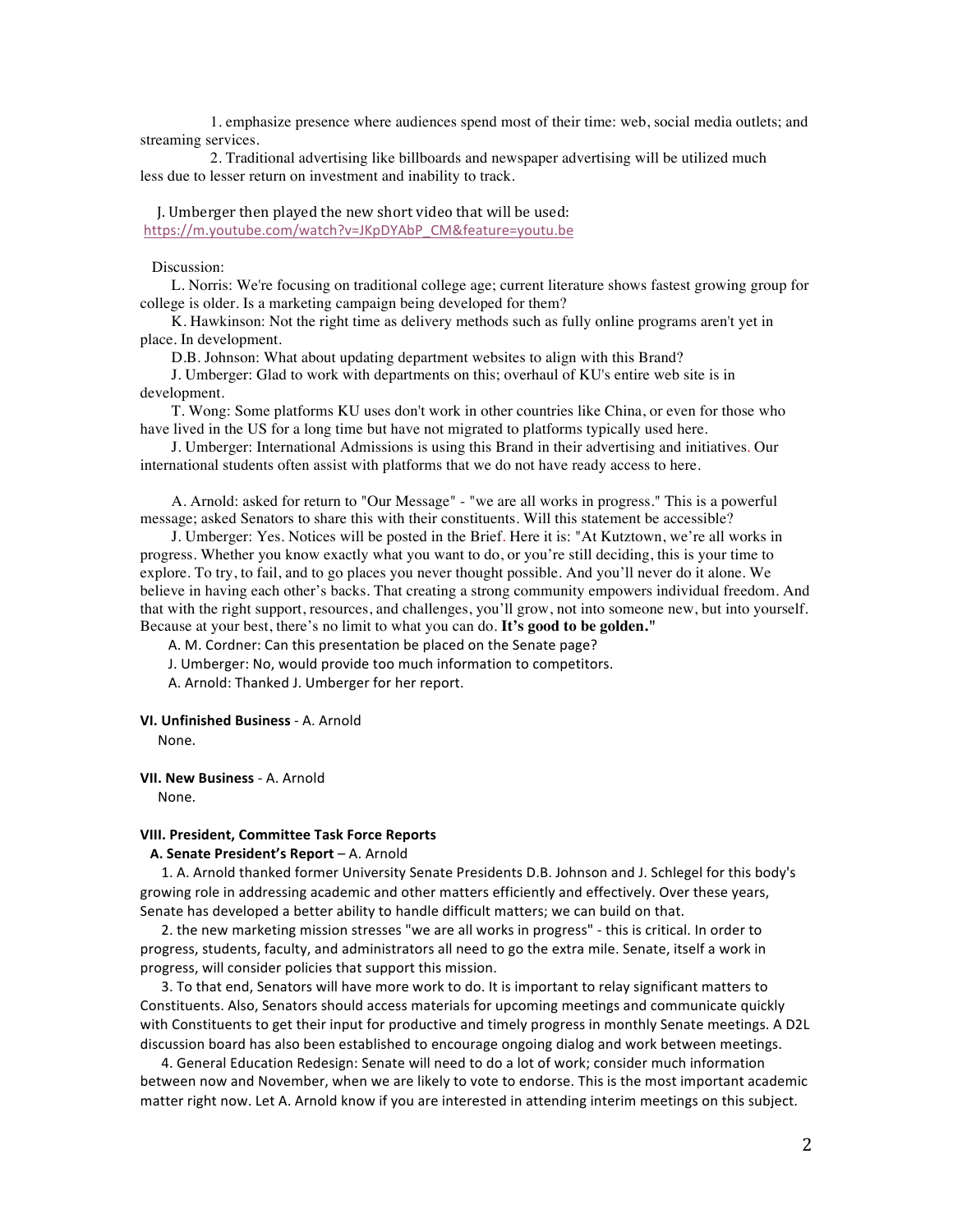1. emphasize presence where audiences spend most of their time: web, social media outlets; and streaming services.

2. Traditional advertising like billboards and newspaper advertising will be utilized much less due to lesser return on investment and inability to track.

J. Umberger then played the new short video that will be used:
https://m.youtube.com/watch?v=JKpDYAbP_CM&feature=youtu.be

Discussion:

L. Norris: We're focusing on traditional college age; current literature shows fastest growing group for college is older. Is a marketing campaign being developed for them?

K. Hawkinson: Not the right time as delivery methods such as fully online programs aren't yet in place. In development.

D.B. Johnson: What about updating department websites to align with this Brand?

J. Umberger: Glad to work with departments on this; overhaul of KU's entire web site is in development.

T. Wong: Some platforms KU uses don't work in other countries like China, or even for those who have lived in the US for a long time but have not migrated to platforms typically used here.

J. Umberger: International Admissions is using this Brand in their advertising and initiatives. Our international students often assist with platforms that we do not have ready access to here.

A. Arnold: asked for return to "Our Message" - "we are all works in progress." This is a powerful message; asked Senators to share this with their constituents. Will this statement be accessible?

J. Umberger: Yes. Notices will be posted in the Brief. Here it is: "At Kutztown, we're all works in progress. Whether you know exactly what you want to do, or you're still deciding, this is your time to explore. To try, to fail, and to go places you never thought possible. And you'll never do it alone. We believe in having each other's backs. That creating a strong community empowers individual freedom. And that with the right support, resources, and challenges, you'll grow, not into someone new, but into yourself. Because at your best, there's no limit to what you can do. **It's good to be golden.**"

A. M. Cordner: Can this presentation be placed on the Senate page?

J. Umberger: No, would provide too much information to competitors.

A. Arnold: Thanked J. Umberger for her report.

**VI. Unfinished Business** - A. Arnold

None.

**VII. New Business** - A. Arnold

None.

**VIII. President, Committee Task Force Reports**

**A. Senate President's Report** – A. Arnold

1. A. Arnold thanked former University Senate Presidents D.B. Johnson and J. Schlegel for this body's growing role in addressing academic and other matters efficiently and effectively. Over these years, Senate has developed a better ability to handle difficult matters; we can build on that.

2. the new marketing mission stresses "we are all works in progress" - this is critical. In order to progress, students, faculty, and administrators all need to go the extra mile. Senate, itself a work in progress, will consider policies that support this mission.

3. To that end, Senators will have more work to do. It is important to relay significant matters to Constituents. Also, Senators should access materials for upcoming meetings and communicate quickly with Constituents to get their input for productive and timely progress in monthly Senate meetings. A D2L discussion board has also been established to encourage ongoing dialog and work between meetings.

4. General Education Redesign: Senate will need to do a lot of work; consider much information between now and November, when we are likely to vote to endorse. This is the most important academic matter right now. Let A. Arnold know if you are interested in attending interim meetings on this subject.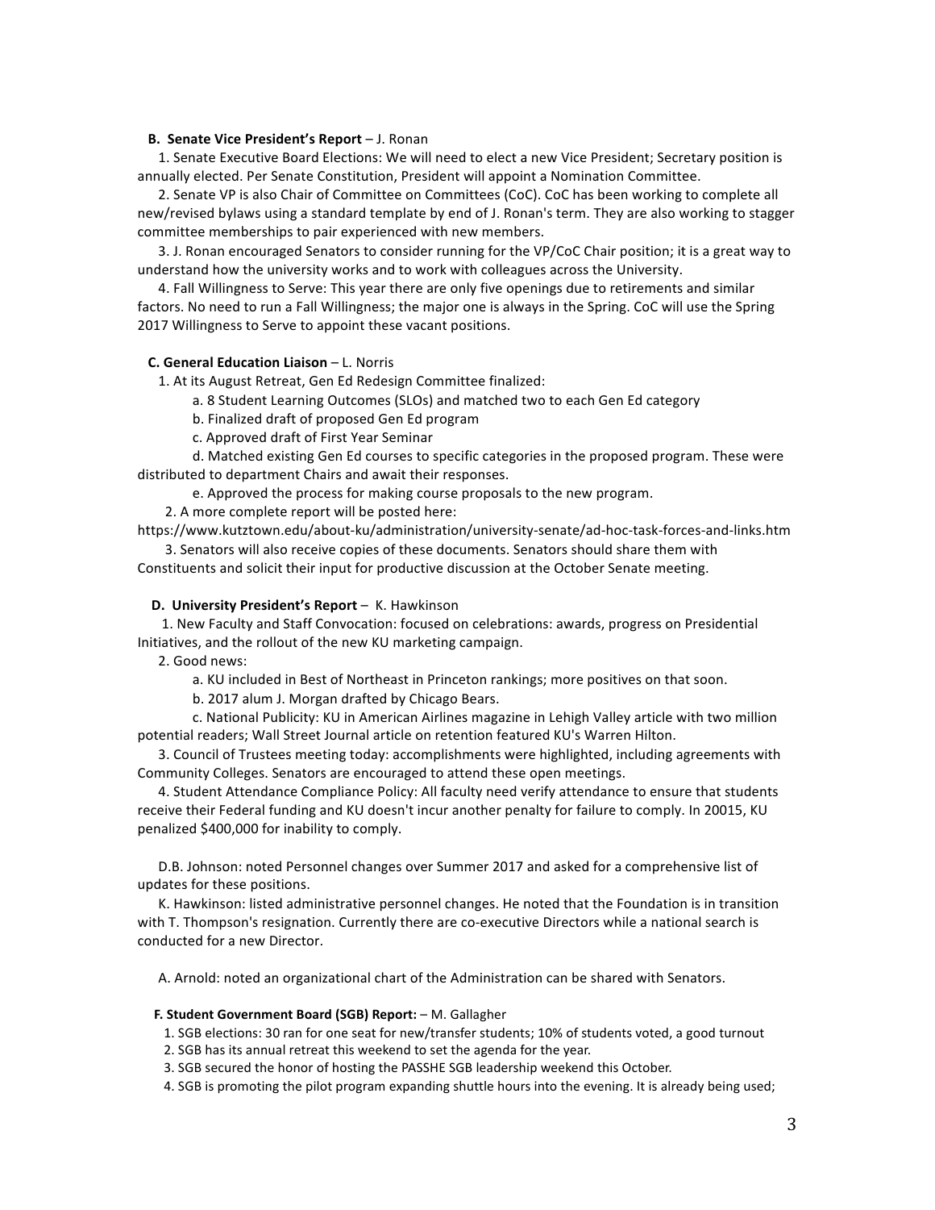**B. Senate Vice President's Report** – J. Ronan

1. Senate Executive Board Elections: We will need to elect a new Vice President; Secretary position is annually elected. Per Senate Constitution, President will appoint a Nomination Committee.
2. Senate VP is also Chair of Committee on Committees (CoC). CoC has been working to complete all new/revised bylaws using a standard template by end of J. Ronan's term. They are also working to stagger committee memberships to pair experienced with new members.
3. J. Ronan encouraged Senators to consider running for the VP/CoC Chair position; it is a great way to understand how the university works and to work with colleagues across the University.
4. Fall Willingness to Serve: This year there are only five openings due to retirements and similar factors. No need to run a Fall Willingness; the major one is always in the Spring. CoC will use the Spring 2017 Willingness to Serve to appoint these vacant positions.

**C. General Education Liaison** – L. Norris

1. At its August Retreat, Gen Ed Redesign Committee finalized:
   a. 8 Student Learning Outcomes (SLOs) and matched two to each Gen Ed category
   b. Finalized draft of proposed Gen Ed program
   c. Approved draft of First Year Seminar
   d. Matched existing Gen Ed courses to specific categories in the proposed program. These were distributed to department Chairs and await their responses.
   e. Approved the process for making course proposals to the new program.
2. A more complete report will be posted here: https://www.kutztown.edu/about-ku/administration/university-senate/ad-hoc-task-forces-and-links.htm
3. Senators will also receive copies of these documents. Senators should share them with Constituents and solicit their input for productive discussion at the October Senate meeting.

**D. University President's Report** – K. Hawkinson

1. New Faculty and Staff Convocation: focused on celebrations: awards, progress on Presidential Initiatives, and the rollout of the new KU marketing campaign.
2. Good news:
   a. KU included in Best of Northeast in Princeton rankings; more positives on that soon.
   b. 2017 alum J. Morgan drafted by Chicago Bears.
   c. National Publicity: KU in American Airlines magazine in Lehigh Valley article with two million potential readers; Wall Street Journal article on retention featured KU's Warren Hilton.
3. Council of Trustees meeting today: accomplishments were highlighted, including agreements with Community Colleges. Senators are encouraged to attend these open meetings.
4. Student Attendance Compliance Policy: All faculty need verify attendance to ensure that students receive their Federal funding and KU doesn't incur another penalty for failure to comply. In 20015, KU penalized $400,000 for inability to comply.

D.B. Johnson: noted Personnel changes over Summer 2017 and asked for a comprehensive list of updates for these positions.

K. Hawkinson: listed administrative personnel changes. He noted that the Foundation is in transition with T. Thompson's resignation. Currently there are co-executive Directors while a national search is conducted for a new Director.

A. Arnold: noted an organizational chart of the Administration can be shared with Senators.

**F. Student Government Board (SGB) Report:** – M. Gallagher

1. SGB elections: 30 ran for one seat for new/transfer students; 10% of students voted, a good turnout
2. SGB has its annual retreat this weekend to set the agenda for the year.
3. SGB secured the honor of hosting the PASSHE SGB leadership weekend this October.
4. SGB is promoting the pilot program expanding shuttle hours into the evening. It is already being used;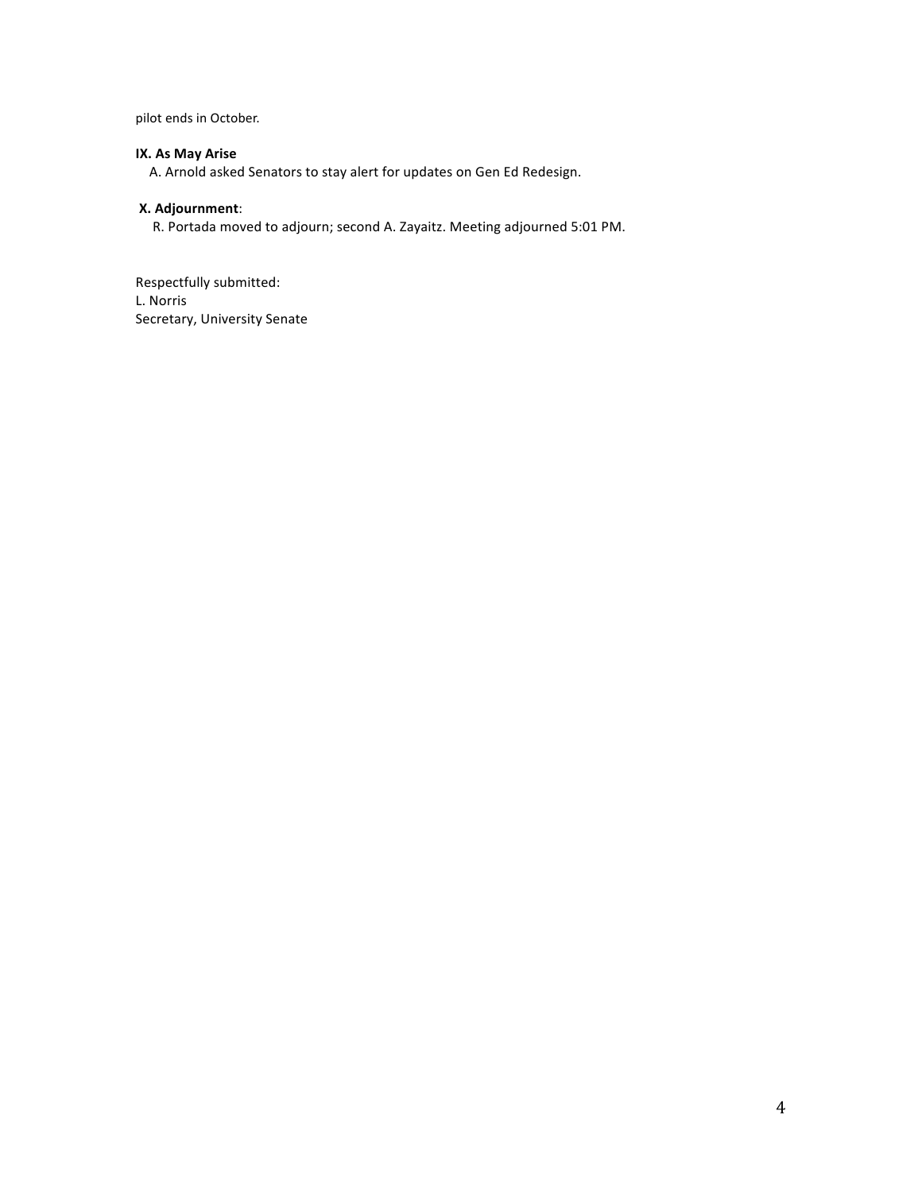pilot ends in October.

**IX. As May Arise**

A. Arnold asked Senators to stay alert for updates on Gen Ed Redesign.

**X. Adjournment**:

R. Portada moved to adjourn; second A. Zayaitz. Meeting adjourned 5:01 PM.

Respectfully submitted:
L. Norris
Secretary, University Senate